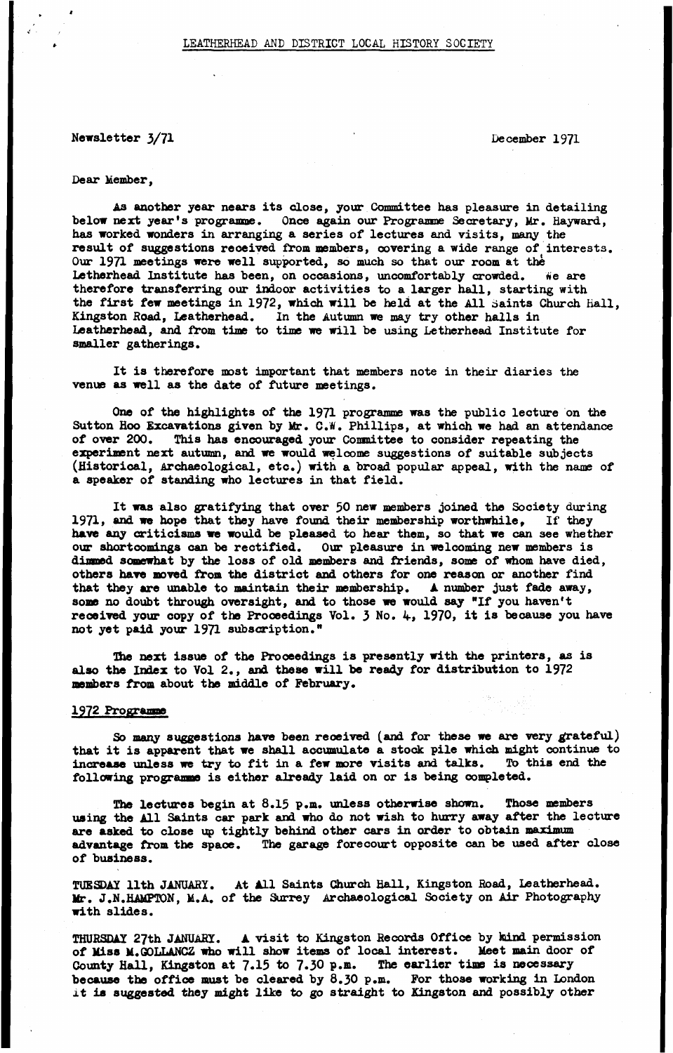LEATHERHEAD AND DISTRICT LOCAL HISTORY SOCIETY

Newsletter 3/71 December 1971

Dear Member,

As another year nears its close, your Committee has pleasure in detailing below next year's programme. Once again our Programme Secretary, Mr. Hayward, has worked wonders in arranging a series of lectures and visits, many the result of suggestions received from members, covering a wide range of interests. Our 1971 meetings were well supported, so much so that our room at the Letherhead Institute has been, on occasions, uncomfortably crowded. We are therefore transferring our indoor activities to a larger hall, starting with the first few meetings in 1972, which will be held at the All Saints Church Hall, Kingston Road, Leatherhead. In the Autumn we may try other halls in Leatherhead, and from time to time we will be using Letherhead Institute for smaller gatherings.

It is therefore most important that members note in their diaries the venue as well as the date of future meetings.

One of the highlights of the 1971 programme was the public lecture on the Sutton Hoo Excavations given by Mr. C.W. Phillips, at which we had an attendance of over 200. This has encouraged your Committee to consider repeating the experiment next autumn, and we would welcome suggestions of suitable subjects (Historical, Archaeological, etc.) with a broad popular appeal, with the name of a speaker of standing who lectures in that field.

It was also gratifying that over 50 new members joined the Society during 1971, and we hope that they have found their membership worthwhile, If they have any criticisms we would be pleased to hear them, so that we can see whether our shortcomings can be rectified. Our pleasure in welcoming new members is dimmed somewhat by the loss of old members and friends, some of whom have died, others have moved from the district and others for one reason or another find that they are unable to maintain their membership. A number just fade away, some no doubt through oversight, and to those we would say "If you haven't received your copy of the Proceedings Vol. 3 No. 4, 1970, it is because you have not yet paid your 1971 subscription."

The next issue of the Proceedings is presently with the printers, as is also the Index to Vol 2., and these will be ready for distribution to 1972 members from about the middle of February.

## 1972 Programme

So many suggestions have been received (and for these we are very grateful) that it is apparent that we shall accumulate a stock pile which might continue to increase unless we try to fit in a few more visits and talks. To this end the following programme is either already laid on or is being completed.

The lectures begin at 8.15 p.m. unless otherwise shown. Those members using the All Saints car park and who do not wish to hurry away after the lecture are asked to close up tightly behind other cars in order to obtain maximum advantage from the space. The garage forecourt opposite can be used after close of business.

TUESDAY 11th JANUARY. At All Saints Church Hall, Kingston Road, Leatherhead. Mr. J.N.HAMPTON, M.A. of the Surrey Archaeological Society on Air Photography with slides.

THURSDAY 27th JANUARY. A visit to Kingston Records Office by kind permission of Miss M.GOLLANCZ who will show items of local interest. Meet main door of County Hall, Kingston at 7.15 to 7.30 p.m. The earlier time is necessary because the office must be cleared by 8.30 p.m. For those working in London it is suggested they might like to go straight to Kingston and possibly other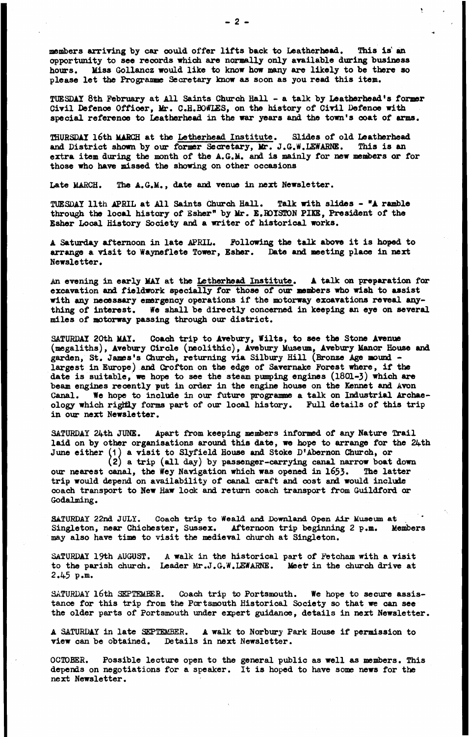members arriving by car could offer lifts back to Leatherhead. This is an opportunity to see records which are normally only available during business hours. Miss Gollancz would like to know how many are likely to be there so please let the Programme Secretary know as soon as you read this item.

TUESDAY 8th February at All Saints Church Hall - a talk by Leatherhead's former Civil Defence Officer, Mr. C.H.BOWLES, on the history of Civil Defence with special reference to Leatherhead in the war years and the town's coat of arms.

THURSDAY 16th MARCH at the <u>Letherhead Institute</u>. Slides of old Leatherhead and District shown by our former Secretary, Mr. J.G.W.LEWARNE. This is an extra item during the month of the A.G.M. and is mainly for new members or for those who have missed the showing on other occasions

Late MARCH. The A.G.M., date and venue in next Newsletter.

TUESDAY 11th APRIL at All Saints Church Hall. Talk with slides - "A ramble through the local history of Esher" by Mr. E.ROYSTON PIKE, President of the Esher Local History Society and a writer of historical works.

A Saturday afternoon in late APRIL. Following the talk above it is hoped to arrange a visit to Wayneflete Tower, Esher. Date and meeting place in next Newsletter.

An evening in early MAY at the <u>Letherhead Institute</u>. A talk on preparation for excavation and fieldwork specially for those of our members who wish to assist with any necessary emergency operations if the motorway excavations reveal anything of interest. We shall be directly concerned in keeping an eye on several miles of motorway passing through our district.

SATURDAY 20th MAY. Coach trip to Avebury, Wilts, to see the Stone Avenue (megaliths), Avebury Circle (neolithic), Avebury Museum, Avebury Manor House and garden, St. James's Church, returning via Silbury Hill (Bronze Age mound - largest in Europe) and Crofton on the edge of Savernake Forest where, if the date is suitable, we hope to see the steam pumping engines (1801-3) which are beam engines recently put in order in the engine house on the Kennet and Avon Canal. We hope to include in our future programme a talk on Industrial Archaeology which rightly forms part of our local history. Full details of this trip in our next Newsletter.

SATURDAY 24th JUNE. Apart from keeping members informed of any Nature Trail laid on by other organisations around this date, we hope to arrange for the 24th June either (1) a visit to Slyfield House and Stoke D'Abernon Church, or (2) a trip (all day) by passenger-carrying canal narrow boat down our nearest canal, the Wey Navigation which was opened in 1653. The latter trip would depend on availability of canal craft and cost and would include coach transport to New Haw lock and return coach transport from Guildford or Godalming.

SATURDAY 22nd JULY. Coach trip to Weald and Downland Open Air Museum at Singleton, near Chichester, Sussex. Afternoon trip beginning 2 p.m. Members may also have time to visit the medieval church at Singleton.

SATURDAY 19th AUGUST. A walk in the historical part of Fetcham with a visit to the parish church. Leader Mr.J.G.W.LEWARNE. Meet in the church drive at 2.45 p.m.

SATURDAY 16th SEPTEMBER. Coach trip to Portsmouth. We hope to secure assistance for this trip from the Portsmouth Historical Society so that we can see the older parts of Portsmouth under expert guidance, details in next Newsletter.

A SATURDAY in late SEPTEMBER. A walk to Norbury Park House if permission to view can be obtained. Details in next Newsletter.

OCTOBER. Possible lecture open to the general public as well as members. This depends on negotiations for a speaker. It is hoped to have some news for the next Newsletter.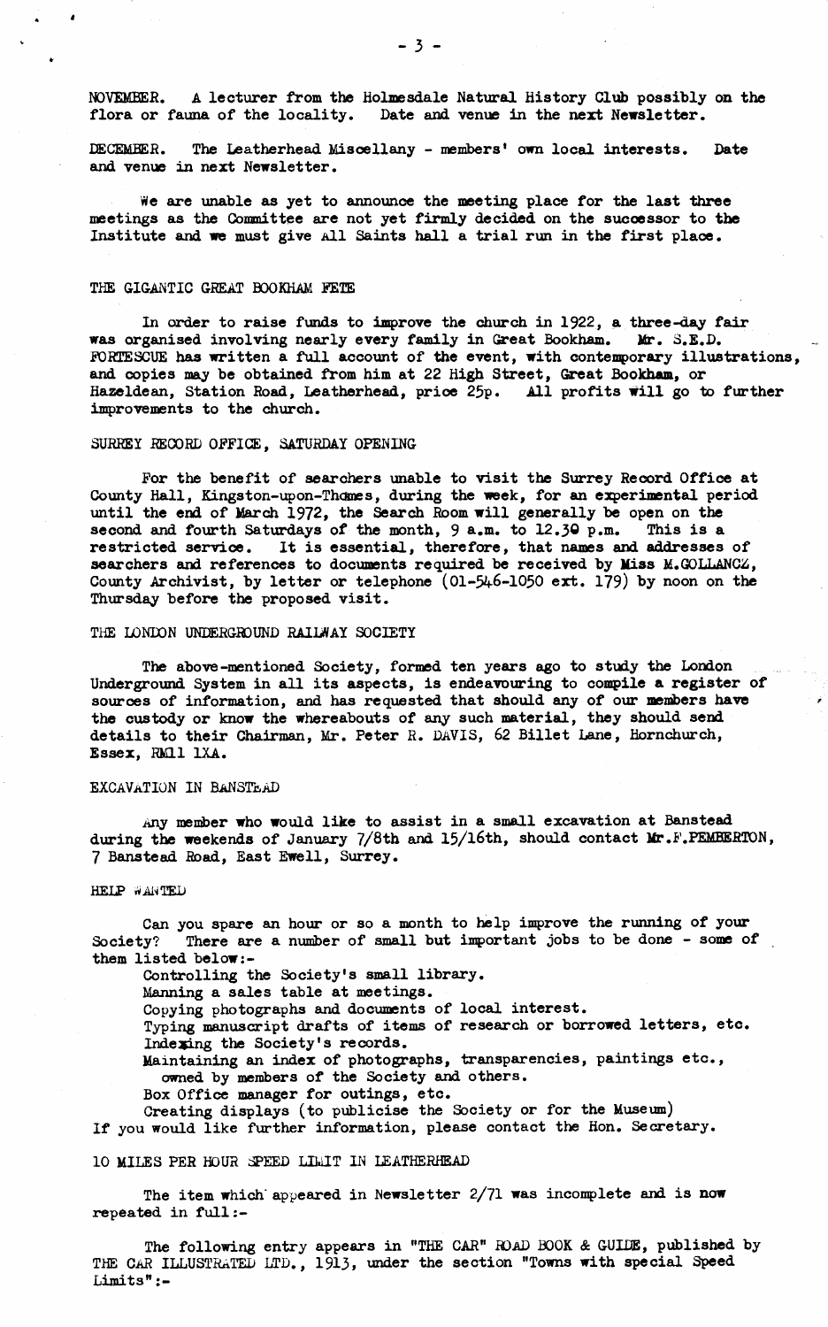NOVEMBER. A lecturer from the Holmesdale Natural History Club possibly on the flora or fauna of the locality. Date and venue in the next Newsletter.

DECEMBER. The Leatherhead Miscellany - members' own local interests. Date and venue in next Newsletter.

We are unable as yet to announce the meeting place for the last three meetings as the Committee are not yet firmly decided on the successor to the Institute and we must give All Saints hall a trial run in the first place.

## THE GIGANTIC GREAT BOOKHAM FETE

In order to raise funds to improve the church in 1922, a three-day fair was organised involving nearly every family in Great Bookham. Mr. S.E.D. FORTESCUE has written a full account of the event, with contemporary illustrations, and copies may be obtained from him at 22 High Street, Great Bookham, or Hazeldean, Station Road, Leatherhead, price 25p. All profits will go to further improvements to the church.

## SURREY RECORD OFFICE, SATURDAY OPENING

For the benefit of searchers unable to visit the Surrey Record Office at County Hall, Kingston-upon-Thames, during the week, for an experimental period until the end of March 1972, the Search Room will generally be open on the second and fourth Saturdays of the month, 9 a.m. to 12.30 p.m. This is a restricted service. It is essential, therefore, that names and addresses of searchers and references to documents required be received by Miss M.GOLLANCZ, County Archivist, by letter or telephone (01-546-1050 ext. 179) by noon on the Thursday before the proposed visit.

## THE LONDON UNDERGROUND RAILWAY SOCIETY

The above-mentioned Society, formed ten years ago to study the London Underground System in all its aspects, is endeavouring to compile a register of sources of information, and has requested that should any of our members have the custody or know the whereabouts of any such material, they should send details to their Chairman, Mr. Peter R. DAVIS, 62 Billet Lane, Hornchurch, Essex, RM11 1XA.

## EXCAVATION IN BANSTEAD

Any member who would like to assist in a small excavation at Banstead during the weekends of January 7/8th and 15/16th, should contact Mr.F.PEMBERTON, 7 Banstead Road, East Ewell, Surrey.

## HELP WANTED

Can you spare an hour or so a month to help improve the running of your Society? There are a number of small but important jobs to be done - some of them listed below:-

- Controlling the Society's small library.
- Manning a sales table at meetings.
- Copying photographs and documents of local interest.
- Typing manuscript drafts of items of research or borrowed letters, etc.
- Indexing the Society's records.
- Maintaining an index of photographs, transparencies, paintings etc., owned by members of the Society and others.
- Box Office manager for outings, etc.
- Creating displays (to publicise the Society or for the Museum)

If you would like further information, please contact the Hon. Secretary.

## 10 MILES PER HOUR SPEED LIMIT IN LEATHERHEAD

The item which appeared in Newsletter 2/71 was incomplete and is now repeated in full:-

The following entry appears in "THE CAR" ROAD BOOK & GUIDE, published by THE CAR ILLUSTRATED LTD., 1913, under the section "Towns with special Speed Limits":-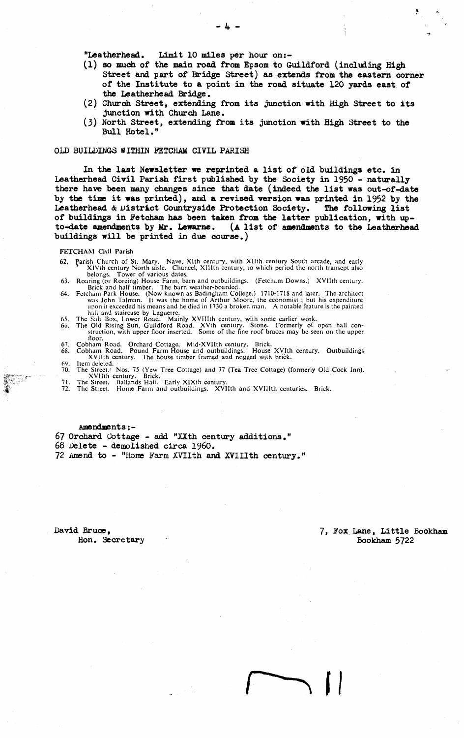"Leatherhead. Limit 10 miles per hour on:-

(1) so much of the main road from Epsom to Guildford (including High Street and part of Bridge Street) as extends from the eastern corner of the Institute to a point in the road situate 120 yards east of the Leatherhead Bridge.
(2) Church Street, extending from its junction with High Street to its junction with Church Lane.
(3) North Street, extending from its junction with High Street to the Bull Hotel."

## OLD BUILDINGS WITHIN FETCHAM CIVIL PARISH

In the last Newsletter we reprinted a list of old buildings etc. in Leatherhead Civil Parish first published by the Society in 1950 - naturally there have been many changes since that date (indeed the list was out-of-date by the time it was printed), and a revised version was printed in 1952 by the Leatherhead & District Countryside Protection Society. The following list of buildings in Fetcham has been taken from the latter publication, with up-to-date amendments by Mr. Lewarne. (A list of amendments to the Leatherhead buildings will be printed in due course.)

FETCHAM Civil Parish

62. Parish Church of St. Mary. Nave, XIth century, with XIIth century South arcade, and early XIVth century North aisle. Chancel, XIIIth century, to which period the north transept also belongs. Tower of various dates.
63. Roaring (or Roreing) House Farm, barn and outbuildings. (Fetcham Downs.) XVIIth century. Brick and half timber. The barn weather-boarded.
64. Fetcham Park House. (Now known as Badingham College.) 1710-1718 and later. The architect was John Talman. It was the home of Arthur Moore, the economist ; but his expenditure upon it exceeded his means and he died in 1730 a broken man. A notable feature is the painted hall and staircase by Laguerre.
65. The Salt Box, Lower Road. Mainly XVIIIth century, with some earlier work.
66. The Old Rising Sun, Guildford Road. XVth century. Stone. Formerly of open hall construction, with upper floor inserted. Some of the fine roof braces may be seen on the upper floor.
67. Cobham Road. Orchard Cottage. Mid-XVIIth century. Brick.
68. Cobham Road. Pound Farm House and outbuildings. House XVIth century. Outbuildings XVIIth century. The house timber framed and nogged with brick.
69. Item deleted.
70. The Street. Nos. 75 (Yew Tree Cottage) and 77 (Tea Tree Cottage) (formerly Old Cock Inn). XVIIth century. Brick.
71. The Street. Ballands Hall. Early XIXth century.
72. The Street. Home Farm and outbuildings. XVIIth and XVIIIth centuries. Brick.

Amendments:-

67 Orchard Cottage - add "XXth century additions."
68 Delete - demolished circa 1960.
72 Amend to - "Home Farm XVIIth and XVIIIth century."

David Bruce,
Hon. Secretary

7, Fox Lane, Little Bookham
Bookham 5722